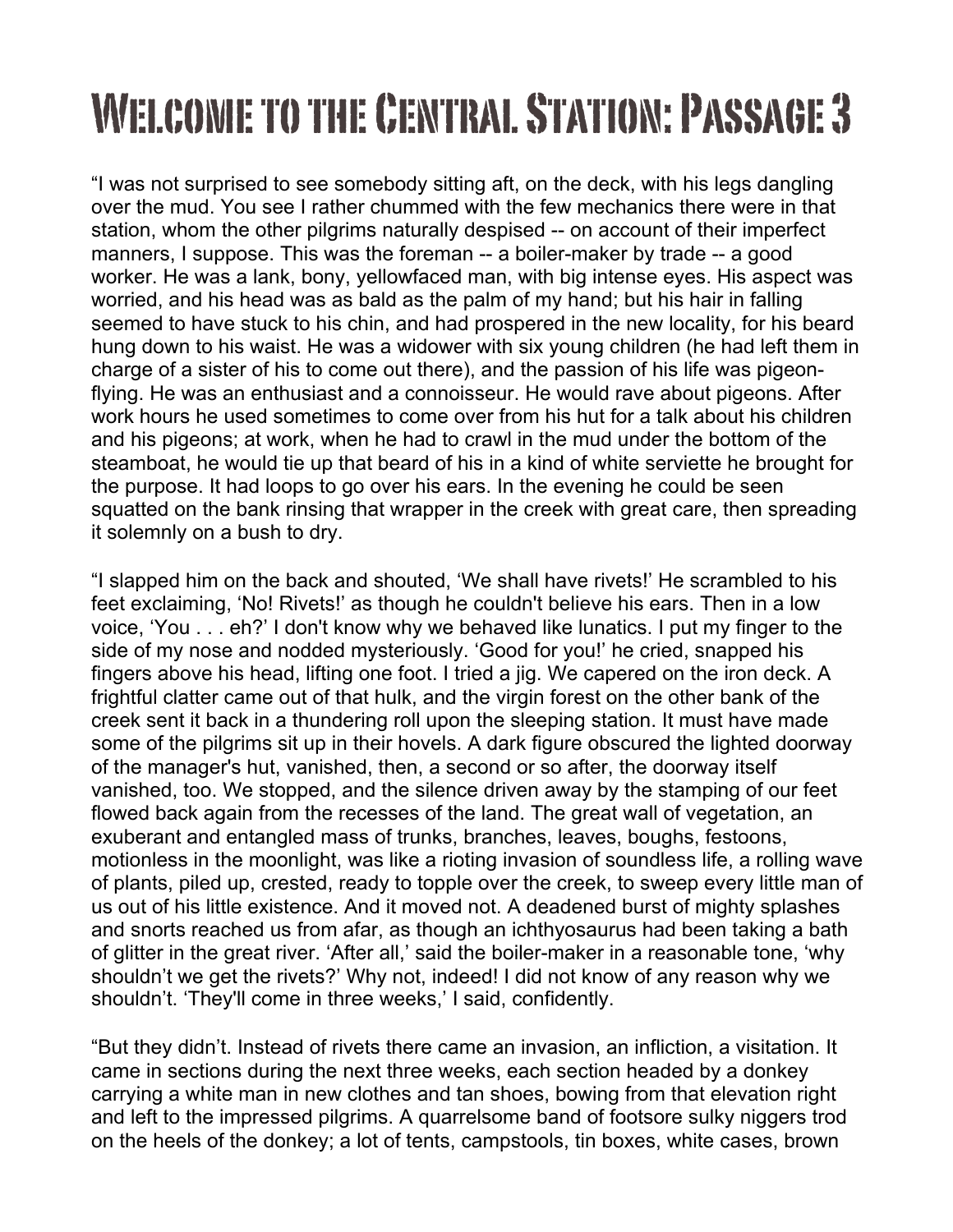# Welcome to the Central Station: Passage 3

"I was not surprised to see somebody sitting aft, on the deck, with his legs dangling over the mud. You see I rather chummed with the few mechanics there were in that station, whom the other pilgrims naturally despised -- on account of their imperfect manners, I suppose. This was the foreman -- a boiler-maker by trade -- a good worker. He was a lank, bony, yellowfaced man, with big intense eyes. His aspect was worried, and his head was as bald as the palm of my hand; but his hair in falling seemed to have stuck to his chin, and had prospered in the new locality, for his beard hung down to his waist. He was a widower with six young children (he had left them in charge of a sister of his to come out there), and the passion of his life was pigeon-flying. He was an enthusiast and a connoisseur. He would rave about pigeons. After work hours he used sometimes to come over from his hut for a talk about his children and his pigeons; at work, when he had to crawl in the mud under the bottom of the steamboat, he would tie up that beard of his in a kind of white serviette he brought for the purpose. It had loops to go over his ears. In the evening he could be seen squatted on the bank rinsing that wrapper in the creek with great care, then spreading it solemnly on a bush to dry.

"I slapped him on the back and shouted, 'We shall have rivets!' He scrambled to his feet exclaiming, 'No! Rivets!' as though he couldn't believe his ears. Then in a low voice, 'You . . . eh?' I don't know why we behaved like lunatics. I put my finger to the side of my nose and nodded mysteriously. 'Good for you!' he cried, snapped his fingers above his head, lifting one foot. I tried a jig. We capered on the iron deck. A frightful clatter came out of that hulk, and the virgin forest on the other bank of the creek sent it back in a thundering roll upon the sleeping station. It must have made some of the pilgrims sit up in their hovels. A dark figure obscured the lighted doorway of the manager's hut, vanished, then, a second or so after, the doorway itself vanished, too. We stopped, and the silence driven away by the stamping of our feet flowed back again from the recesses of the land. The great wall of vegetation, an exuberant and entangled mass of trunks, branches, leaves, boughs, festoons, motionless in the moonlight, was like a rioting invasion of soundless life, a rolling wave of plants, piled up, crested, ready to topple over the creek, to sweep every little man of us out of his little existence. And it moved not. A deadened burst of mighty splashes and snorts reached us from afar, as though an ichthyosaurus had been taking a bath of glitter in the great river. 'After all,' said the boiler-maker in a reasonable tone, 'why shouldn't we get the rivets?' Why not, indeed! I did not know of any reason why we shouldn't. 'They'll come in three weeks,' I said, confidently.

"But they didn't. Instead of rivets there came an invasion, an infliction, a visitation. It came in sections during the next three weeks, each section headed by a donkey carrying a white man in new clothes and tan shoes, bowing from that elevation right and left to the impressed pilgrims. A quarrelsome band of footsore sulky niggers trod on the heels of the donkey; a lot of tents, campstools, tin boxes, white cases, brown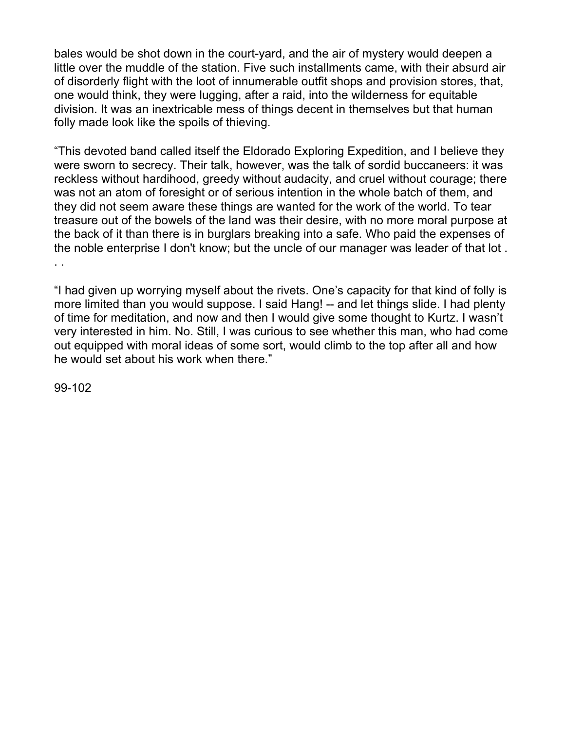bales would be shot down in the court-yard, and the air of mystery would deepen a little over the muddle of the station. Five such installments came, with their absurd air of disorderly flight with the loot of innumerable outfit shops and provision stores, that, one would think, they were lugging, after a raid, into the wilderness for equitable division. It was an inextricable mess of things decent in themselves but that human folly made look like the spoils of thieving.

“This devoted band called itself the Eldorado Exploring Expedition, and I believe they were sworn to secrecy. Their talk, however, was the talk of sordid buccaneers: it was reckless without hardihood, greedy without audacity, and cruel without courage; there was not an atom of foresight or of serious intention in the whole batch of them, and they did not seem aware these things are wanted for the work of the world. To tear treasure out of the bowels of the land was their desire, with no more moral purpose at the back of it than there is in burglars breaking into a safe. Who paid the expenses of the noble enterprise I don't know; but the uncle of our manager was leader of that lot . . .

“I had given up worrying myself about the rivets. One’s capacity for that kind of folly is more limited than you would suppose. I said Hang! -- and let things slide. I had plenty of time for meditation, and now and then I would give some thought to Kurtz. I wasn’t very interested in him. No. Still, I was curious to see whether this man, who had come out equipped with moral ideas of some sort, would climb to the top after all and how he would set about his work when there.”

99-102